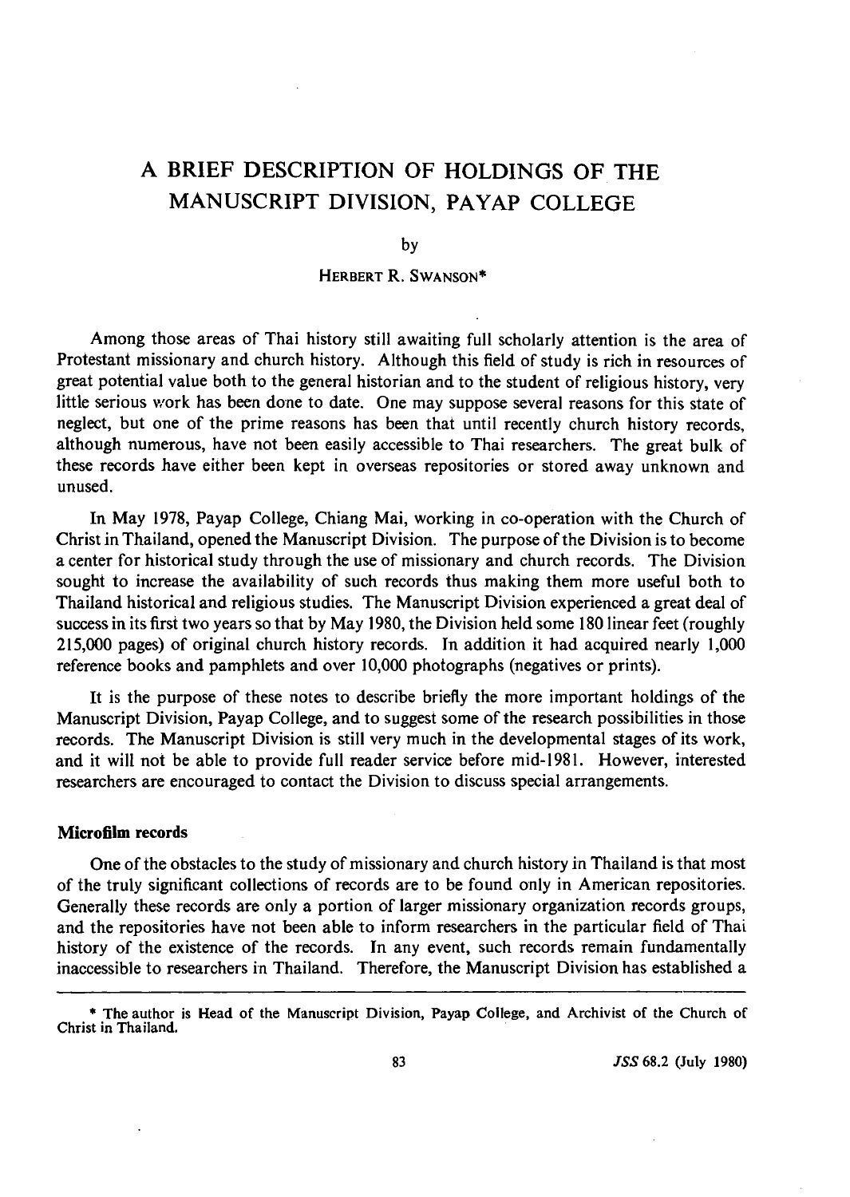# A BRIEF DESCRIPTION OF HOLDINGS OF THE MANUSCRIPT DIVISION, PAYAP COLLEGE

by

HERBERT R. SWANSON*

Among those areas of Thai history still awaiting full scholarly attention is the area of Protestant missionary and church history. Although this field of study is rich in resources of great potential value both to the general historian and to the student of religious history, very little serious work has been done to date. One may suppose several reasons for this state of neglect, but one of the prime reasons has been that until recently church history records, although numerous, have not been easily accessible to Thai researchers. The great bulk of these records have either been kept in overseas repositories or stored away unknown and unused.

In May 1978, Payap College, Chiang Mai, working in co-operation with the Church of Christ in Thailand, opened the Manuscript Division. The purpose of the Division is to become a center for historical study through the use of missionary and church records. The Division sought to increase the availability of such records thus making them more useful both to Thailand historical and religious studies. The Manuscript Division experienced a great deal of success in its first two years so that by May 1980, the Division held some 180 linear feet (roughly 215,000 pages) of original church history records. In addition it had acquired nearly 1,000 reference books and pamphlets and over 10,000 photographs (negatives or prints).

It is the purpose of these notes to describe briefly the more important holdings of the Manuscript Division, Payap College, and to suggest some of the research possibilities in those records. The Manuscript Division is still very much in the developmental stages of its work, and it will not be able to provide full reader service before mid-1981. However, interested researchers are encouraged to contact the Division to discuss special arrangements.

**Microfilm records**

One of the obstacles to the study of missionary and church history in Thailand is that most of the truly significant collections of records are to be found only in American repositories. Generally these records are only a portion of larger missionary organization records groups, and the repositories have not been able to inform researchers in the particular field of Thai history of the existence of the records. In any event, such records remain fundamentally inaccessible to researchers in Thailand. Therefore, the Manuscript Division has established a

* The author is Head of the Manuscript Division, Payap College, and Archivist of the Church of Christ in Thailand.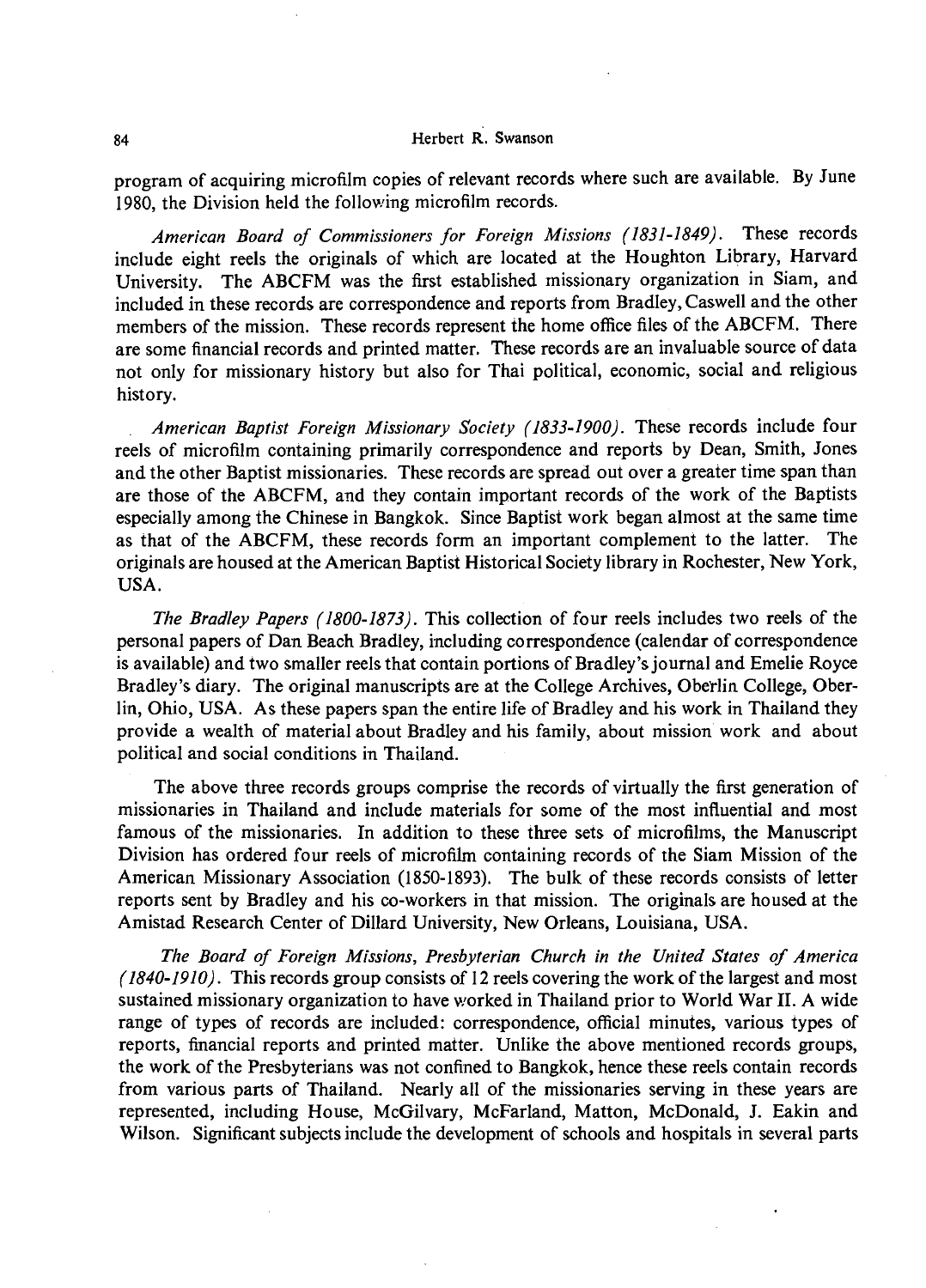program of acquiring microfilm copies of relevant records where such are available. By June 1980, the Division held the following microfilm records.

*American Board of Commissioners for Foreign Missions (1831-1849).* These records include eight reels the originals of which are located at the Houghton Library, Harvard University. The ABCFM was the first established missionary organization in Siam, and included in these records are correspondence and reports from Bradley, Caswell and the other members of the mission. These records represent the home office files of the ABCFM. There are some financial records and printed matter. These records are an invaluable source of data not only for missionary history but also for Thai political, economic, social and religious history.

*American Baptist Foreign Missionary Society (1833-1900).* These records include four reels of microfilm containing primarily correspondence and reports by Dean, Smith, Jones and the other Baptist missionaries. These records are spread out over a greater time span than are those of the ABCFM, and they contain important records of the work of the Baptists especially among the Chinese in Bangkok. Since Baptist work began almost at the same time as that of the ABCFM, these records form an important complement to the latter. The originals are housed at the American Baptist Historical Society library in Rochester, New York, USA.

*The Bradley Papers (1800-1873).* This collection of four reels includes two reels of the personal papers of Dan Beach Bradley, including correspondence (calendar of correspondence is available) and two smaller reels that contain portions of Bradley's journal and Emelie Royce Bradley's diary. The original manuscripts are at the College Archives, Oberlin College, Oberlin, Ohio, USA. As these papers span the entire life of Bradley and his work in Thailand they provide a wealth of material about Bradley and his family, about mission work and about political and social conditions in Thailand.

The above three records groups comprise the records of virtually the first generation of missionaries in Thailand and include materials for some of the most influential and most famous of the missionaries. In addition to these three sets of microfilms, the Manuscript Division has ordered four reels of microfilm containing records of the Siam Mission of the American Missionary Association (1850-1893). The bulk of these records consists of letter reports sent by Bradley and his co-workers in that mission. The originals are housed at the Amistad Research Center of Dillard University, New Orleans, Louisiana, USA.

*The Board of Foreign Missions, Presbyterian Church in the United States of America (1840-1910).* This records group consists of 12 reels covering the work of the largest and most sustained missionary organization to have worked in Thailand prior to World War II. A wide range of types of records are included: correspondence, official minutes, various types of reports, financial reports and printed matter. Unlike the above mentioned records groups, the work of the Presbyterians was not confined to Bangkok, hence these reels contain records from various parts of Thailand. Nearly all of the missionaries serving in these years are represented, including House, McGilvary, McFarland, Matton, McDonald, J. Eakin and Wilson. Significant subjects include the development of schools and hospitals in several parts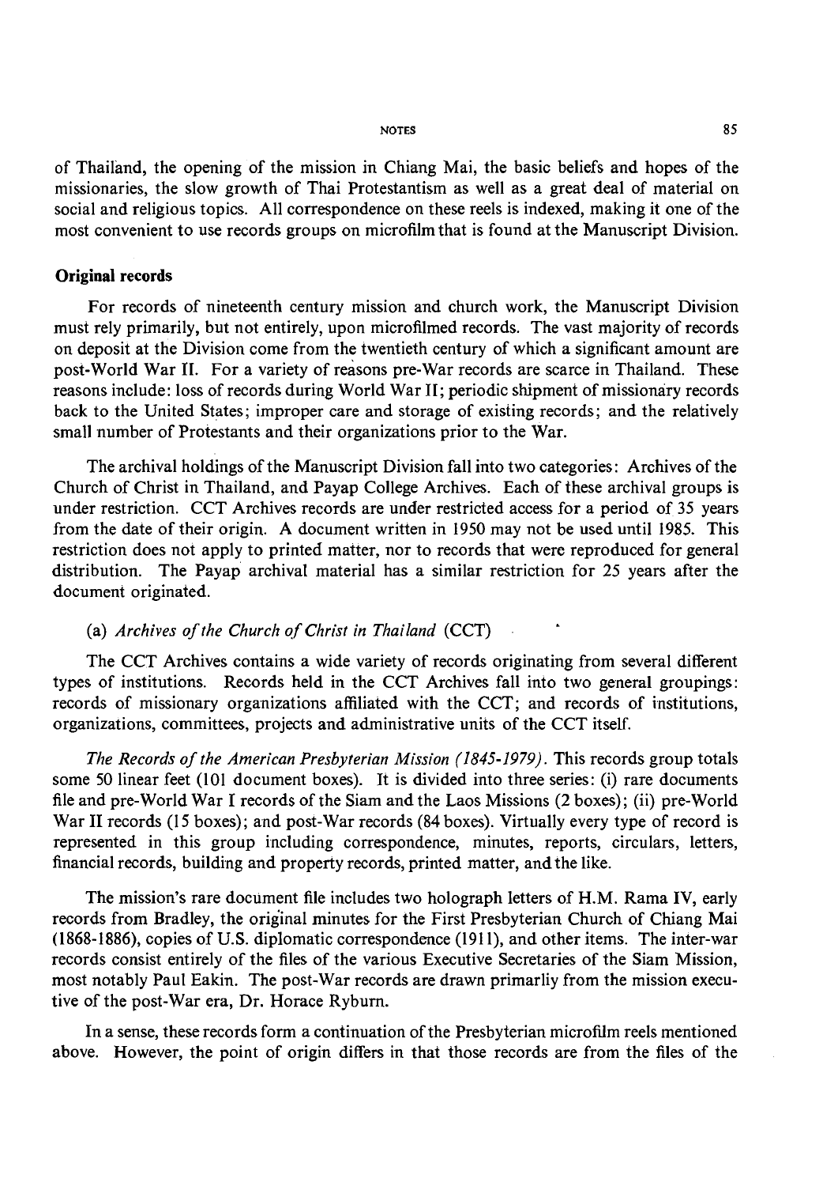of Thailand, the opening of the mission in Chiang Mai, the basic beliefs and hopes of the missionaries, the slow growth of Thai Protestantism as well as a great deal of material on social and religious topics. All correspondence on these reels is indexed, making it one of the most convenient to use records groups on microfilm that is found at the Manuscript Division.

### Original records

For records of nineteenth century mission and church work, the Manuscript Division must rely primarily, but not entirely, upon microfilmed records. The vast majority of records on deposit at the Division come from the twentieth century of which a significant amount are post-World War II. For a variety of reasons pre-War records are scarce in Thailand. These reasons include: loss of records during World War II; periodic shipment of missionary records back to the United States; improper care and storage of existing records; and the relatively small number of Protestants and their organizations prior to the War.

The archival holdings of the Manuscript Division fall into two categories: Archives of the Church of Christ in Thailand, and Payap College Archives. Each of these archival groups is under restriction. CCT Archives records are under restricted access for a period of 35 years from the date of their origin. A document written in 1950 may not be used until 1985. This restriction does not apply to printed matter, nor to records that were reproduced for general distribution. The Payap archival material has a similar restriction for 25 years after the document originated.

(a) *Archives of the Church of Christ in Thailand* (CCT)

The CCT Archives contains a wide variety of records originating from several different types of institutions. Records held in the CCT Archives fall into two general groupings: records of missionary organizations affiliated with the CCT; and records of institutions, organizations, committees, projects and administrative units of the CCT itself.

*The Records of the American Presbyterian Mission (1845-1979).* This records group totals some 50 linear feet (101 document boxes). It is divided into three series: (i) rare documents file and pre-World War I records of the Siam and the Laos Missions (2 boxes); (ii) pre-World War II records (15 boxes); and post-War records (84 boxes). Virtually every type of record is represented in this group including correspondence, minutes, reports, circulars, letters, financial records, building and property records, printed matter, and the like.

The mission's rare document file includes two holograph letters of H.M. Rama IV, early records from Bradley, the original minutes for the First Presbyterian Church of Chiang Mai (1868-1886), copies of U.S. diplomatic correspondence (1911), and other items. The inter-war records consist entirely of the files of the various Executive Secretaries of the Siam Mission, most notably Paul Eakin. The post-War records are drawn primarliy from the mission executive of the post-War era, Dr. Horace Ryburn.

In a sense, these records form a continuation of the Presbyterian microfilm reels mentioned above. However, the point of origin differs in that those records are from the files of the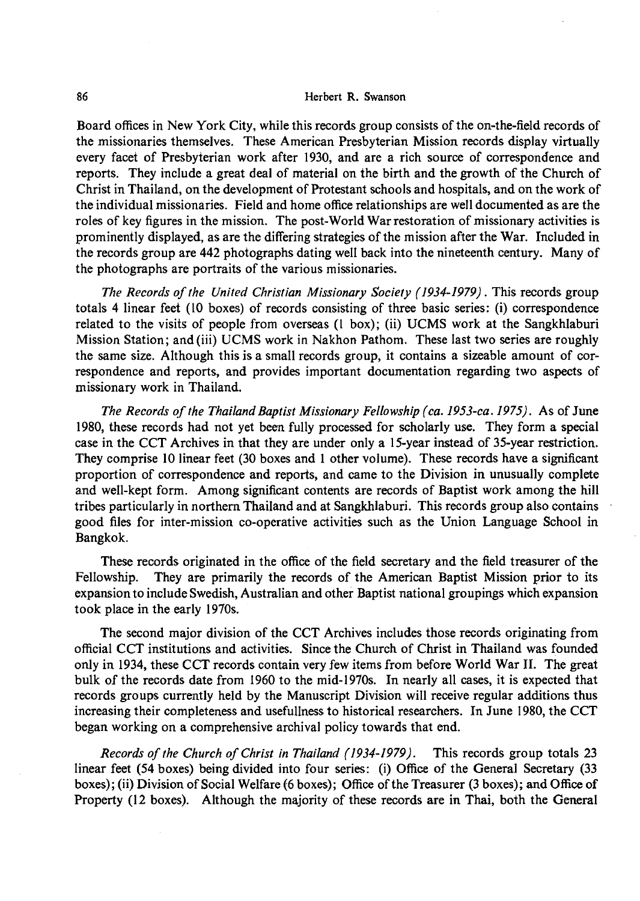Board offices in New York City, while this records group consists of the on-the-field records of the missionaries themselves. These American Presbyterian Mission records display virtually every facet of Presbyterian work after 1930, and are a rich source of correspondence and reports. They include a great deal of material on the birth and the growth of the Church of Christ in Thailand, on the development of Protestant schools and hospitals, and on the work of the individual missionaries. Field and home office relationships are well documented as are the roles of key figures in the mission. The post-World War restoration of missionary activities is prominently displayed, as are the differing strategies of the mission after the War. Included in the records group are 442 photographs dating well back into the nineteenth century. Many of the photographs are portraits of the various missionaries.

*The Records of the United Christian Missionary Society (1934-1979)*. This records group totals 4 linear feet (10 boxes) of records consisting of three basic series: (i) correspondence related to the visits of people from overseas (1 box); (ii) UCMS work at the Sangkhlaburi Mission Station; and (iii) UCMS work in Nakhon Pathom. These last two series are roughly the same size. Although this is a small records group, it contains a sizeable amount of correspondence and reports, and provides important documentation regarding two aspects of missionary work in Thailand.

*The Records of the Thailand Baptist Missionary Fellowship (ca. 1953-ca. 1975)*. As of June 1980, these records had not yet been fully processed for scholarly use. They form a special case in the CCT Archives in that they are under only a 15-year instead of 35-year restriction. They comprise 10 linear feet (30 boxes and 1 other volume). These records have a significant proportion of correspondence and reports, and came to the Division in unusually complete and well-kept form. Among significant contents are records of Baptist work among the hill tribes particularly in northern Thailand and at Sangkhlaburi. This records group also contains good files for inter-mission co-operative activities such as the Union Language School in Bangkok.

These records originated in the office of the field secretary and the field treasurer of the Fellowship. They are primarily the records of the American Baptist Mission prior to its expansion to include Swedish, Australian and other Baptist national groupings which expansion took place in the early 1970s.

The second major division of the CCT Archives includes those records originating from official CCT institutions and activities. Since the Church of Christ in Thailand was founded only in 1934, these CCT records contain very few items from before World War II. The great bulk of the records date from 1960 to the mid-1970s. In nearly all cases, it is expected that records groups currently held by the Manuscript Division will receive regular additions thus increasing their completeness and usefullness to historical researchers. In June 1980, the CCT began working on a comprehensive archival policy towards that end.

*Records of the Church of Christ in Thailand (1934-1979)*. This records group totals 23 linear feet (54 boxes) being divided into four series: (i) Office of the General Secretary (33 boxes); (ii) Division of Social Welfare (6 boxes); Office of the Treasurer (3 boxes); and Office of Property (12 boxes). Although the majority of these records are in Thai, both the General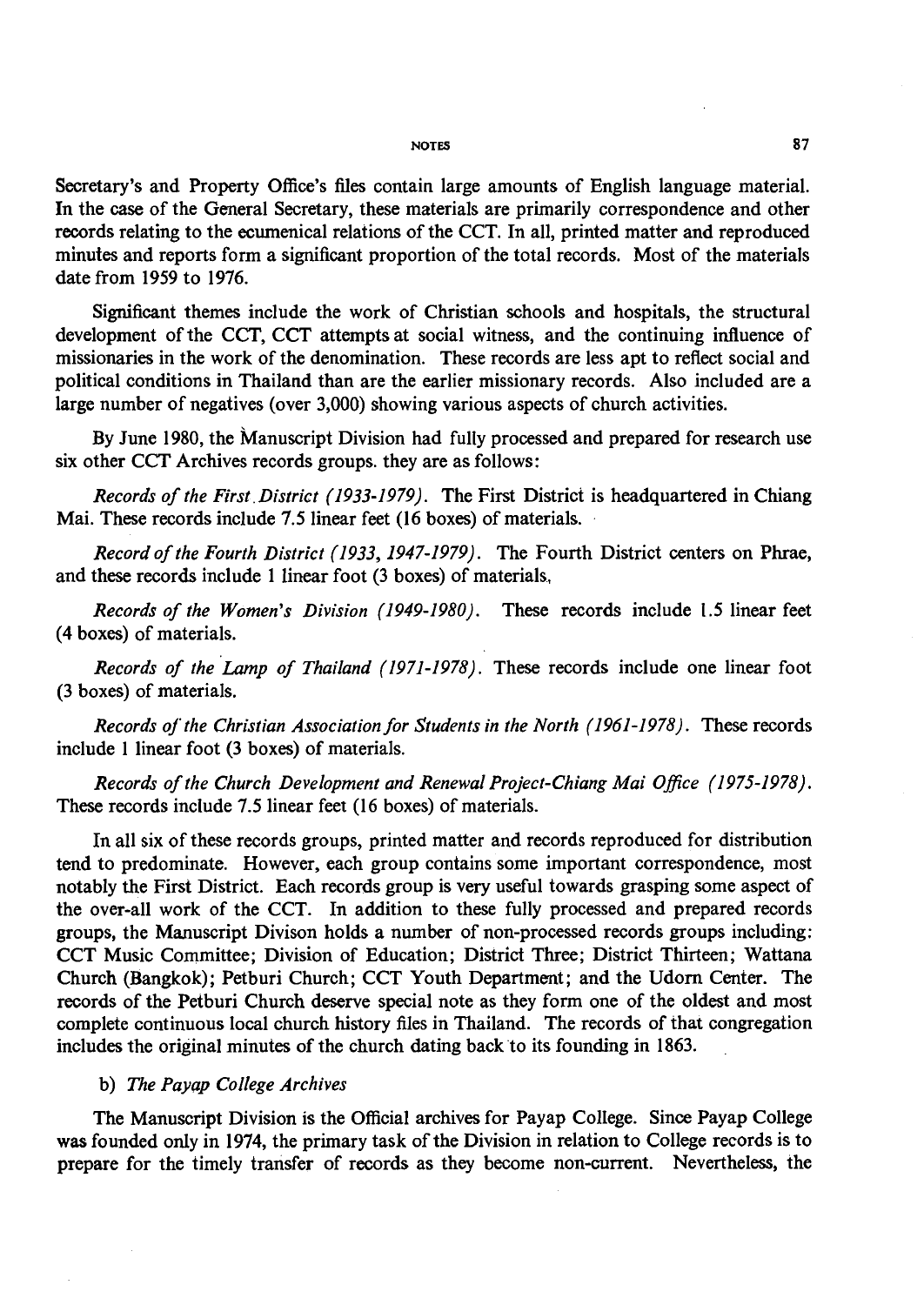Secretary's and Property Office's files contain large amounts of English language material. In the case of the General Secretary, these materials are primarily correspondence and other records relating to the ecumenical relations of the CCT. In all, printed matter and reproduced minutes and reports form a significant proportion of the total records. Most of the materials date from 1959 to 1976.

Significant themes include the work of Christian schools and hospitals, the structural development of the CCT, CCT attempts at social witness, and the continuing influence of missionaries in the work of the denomination. These records are less apt to reflect social and political conditions in Thailand than are the earlier missionary records. Also included are a large number of negatives (over 3,000) showing various aspects of church activities.

By June 1980, the Manuscript Division had fully processed and prepared for research use six other CCT Archives records groups. they are as follows:

*Records of the First District (1933-1979).* The First District is headquartered in Chiang Mai. These records include 7.5 linear feet (16 boxes) of materials.

*Record of the Fourth District (1933, 1947-1979).* The Fourth District centers on Phrae, and these records include 1 linear foot (3 boxes) of materials,

*Records of the Women's Division (1949-1980).* These records include 1.5 linear feet (4 boxes) of materials.

*Records of the Lamp of Thailand (1971-1978).* These records include one linear foot (3 boxes) of materials.

*Records of the Christian Association for Students in the North (1961-1978).* These records include 1 linear foot (3 boxes) of materials.

*Records of the Church Development and Renewal Project-Chiang Mai Office (1975-1978).* These records include 7.5 linear feet (16 boxes) of materials.

In all six of these records groups, printed matter and records reproduced for distribution tend to predominate. However, each group contains some important correspondence, most notably the First District. Each records group is very useful towards grasping some aspect of the over-all work of the CCT. In addition to these fully processed and prepared records groups, the Manuscript Divison holds a number of non-processed records groups including: CCT Music Committee; Division of Education; District Three; District Thirteen; Wattana Church (Bangkok); Petburi Church; CCT Youth Department; and the Udorn Center. The records of the Petburi Church deserve special note as they form one of the oldest and most complete continuous local church history files in Thailand. The records of that congregation includes the original minutes of the church dating back to its founding in 1863.

b) *The Payap College Archives*

The Manuscript Division is the Official archives for Payap College. Since Payap College was founded only in 1974, the primary task of the Division in relation to College records is to prepare for the timely transfer of records as they become non-current. Nevertheless, the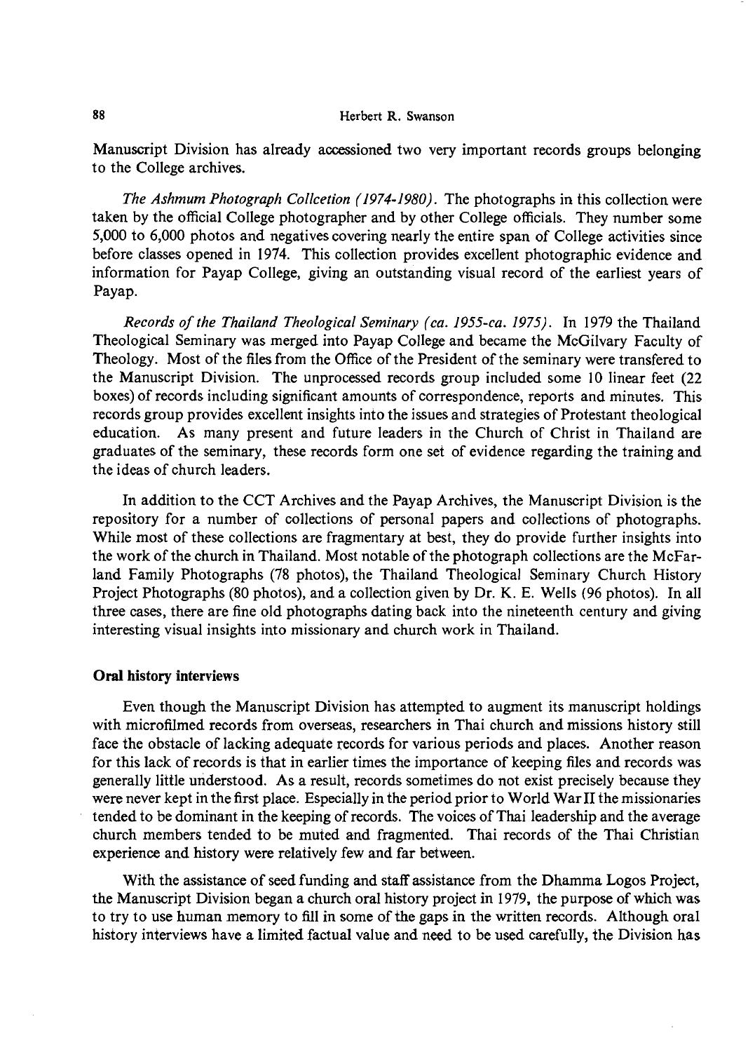Manuscript Division has already accessioned two very important records groups belonging to the College archives.

*The Ashmum Photograph Collcetion (1974-1980).* The photographs in this collection were taken by the official College photographer and by other College officials. They number some 5,000 to 6,000 photos and negatives covering nearly the entire span of College activities since before classes opened in 1974. This collection provides excellent photographic evidence and information for Payap College, giving an outstanding visual record of the earliest years of Payap.

*Records of the Thailand Theological Seminary (ca. 1955-ca. 1975).* In 1979 the Thailand Theological Seminary was merged into Payap College and became the McGilvary Faculty of Theology. Most of the files from the Office of the President of the seminary were transfered to the Manuscript Division. The unprocessed records group included some 10 linear feet (22 boxes) of records including significant amounts of correspondence, reports and minutes. This records group provides excellent insights into the issues and strategies of Protestant theological education. As many present and future leaders in the Church of Christ in Thailand are graduates of the seminary, these records form one set of evidence regarding the training and the ideas of church leaders.

In addition to the CCT Archives and the Payap Archives, the Manuscript Division is the repository for a number of collections of personal papers and collections of photographs. While most of these collections are fragmentary at best, they do provide further insights into the work of the church in Thailand. Most notable of the photograph collections are the McFarland Family Photographs (78 photos), the Thailand Theological Seminary Church History Project Photographs (80 photos), and a collection given by Dr. K. E. Wells (96 photos). In all three cases, there are fine old photographs dating back into the nineteenth century and giving interesting visual insights into missionary and church work in Thailand.

## Oral history interviews

Even though the Manuscript Division has attempted to augment its manuscript holdings with microfilmed records from overseas, researchers in Thai church and missions history still face the obstacle of lacking adequate records for various periods and places. Another reason for this lack of records is that in earlier times the importance of keeping files and records was generally little understood. As a result, records sometimes do not exist precisely because they were never kept in the first place. Especially in the period prior to World War II the missionaries tended to be dominant in the keeping of records. The voices of Thai leadership and the average church members tended to be muted and fragmented. Thai records of the Thai Christian experience and history were relatively few and far between.

With the assistance of seed funding and staff assistance from the Dhamma Logos Project, the Manuscript Division began a church oral history project in 1979, the purpose of which was to try to use human memory to fill in some of the gaps in the written records. Although oral history interviews have a limited factual value and need to be used carefully, the Division has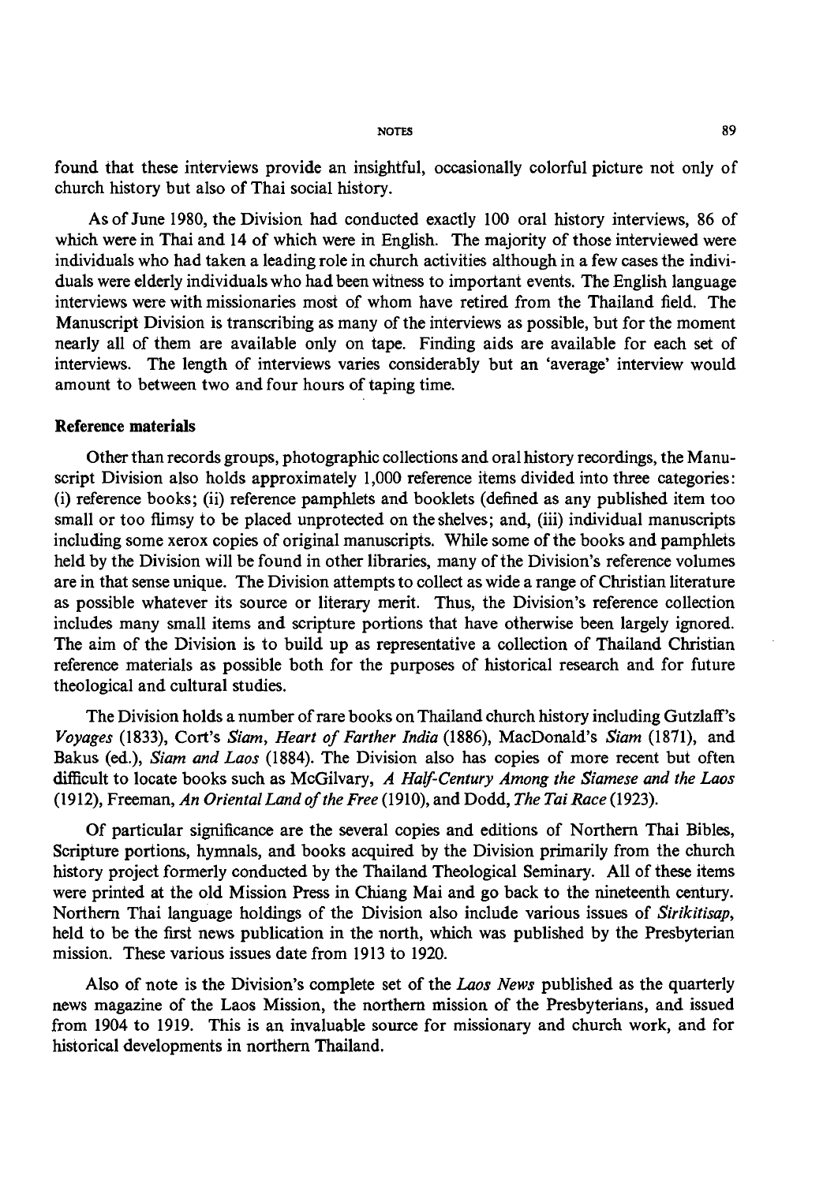found that these interviews provide an insightful, occasionally colorful picture not only of church history but also of Thai social history.

As of June 1980, the Division had conducted exactly 100 oral history interviews, 86 of which were in Thai and 14 of which were in English. The majority of those interviewed were individuals who had taken a leading role in church activities although in a few cases the individuals were elderly individuals who had been witness to important events. The English language interviews were with missionaries most of whom have retired from the Thailand field. The Manuscript Division is transcribing as many of the interviews as possible, but for the moment nearly all of them are available only on tape. Finding aids are available for each set of interviews. The length of interviews varies considerably but an 'average' interview would amount to between two and four hours of taping time.

### Reference materials

Other than records groups, photographic collections and oral history recordings, the Manuscript Division also holds approximately 1,000 reference items divided into three categories: (i) reference books; (ii) reference pamphlets and booklets (defined as any published item too small or too flimsy to be placed unprotected on the shelves; and, (iii) individual manuscripts including some xerox copies of original manuscripts. While some of the books and pamphlets held by the Division will be found in other libraries, many of the Division's reference volumes are in that sense unique. The Division attempts to collect as wide a range of Christian literature as possible whatever its source or literary merit. Thus, the Division's reference collection includes many small items and scripture portions that have otherwise been largely ignored. The aim of the Division is to build up as representative a collection of Thailand Christian reference materials as possible both for the purposes of historical research and for future theological and cultural studies.

The Division holds a number of rare books on Thailand church history including Gutzlaff's *Voyages* (1833), Cort's *Siam, Heart of Farther India* (1886), MacDonald's *Siam* (1871), and Bakus (ed.), *Siam and Laos* (1884). The Division also has copies of more recent but often difficult to locate books such as McGilvary, *A Half-Century Among the Siamese and the Laos* (1912), Freeman, *An Oriental Land of the Free* (1910), and Dodd, *The Tai Race* (1923).

Of particular significance are the several copies and editions of Northern Thai Bibles, Scripture portions, hymnals, and books acquired by the Division primarily from the church history project formerly conducted by the Thailand Theological Seminary. All of these items were printed at the old Mission Press in Chiang Mai and go back to the nineteenth century. Northern Thai language holdings of the Division also include various issues of *Sirikitisap*, held to be the first news publication in the north, which was published by the Presbyterian mission. These various issues date from 1913 to 1920.

Also of note is the Division's complete set of the *Laos News* published as the quarterly news magazine of the Laos Mission, the northern mission of the Presbyterians, and issued from 1904 to 1919. This is an invaluable source for missionary and church work, and for historical developments in northern Thailand.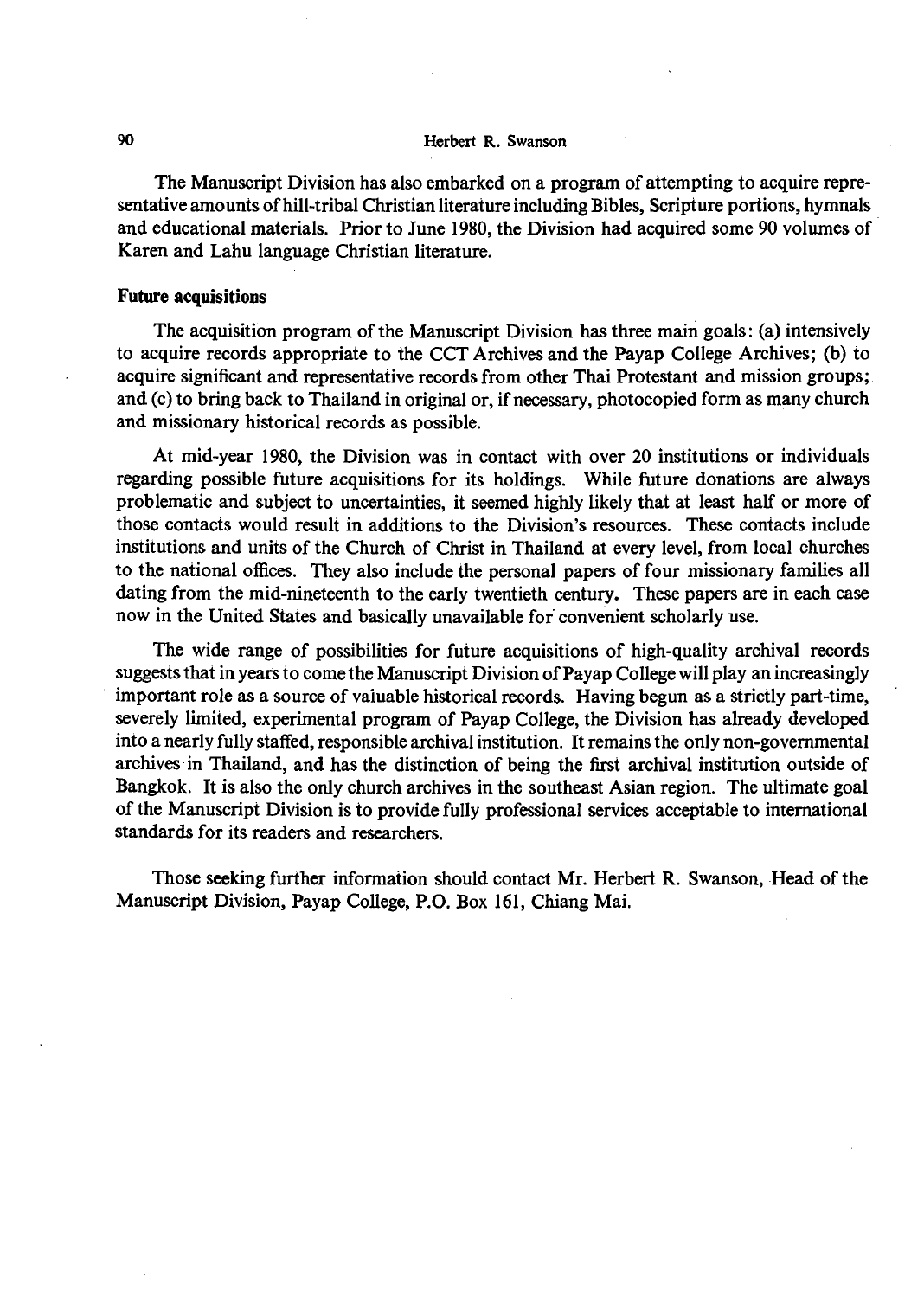The Manuscript Division has also embarked on a program of attempting to acquire representative amounts of hill-tribal Christian literature including Bibles, Scripture portions, hymnals and educational materials. Prior to June 1980, the Division had acquired some 90 volumes of Karen and Lahu language Christian literature.

**Future acquisitions**

The acquisition program of the Manuscript Division has three main goals: (a) intensively to acquire records appropriate to the CCT Archives and the Payap College Archives; (b) to acquire significant and representative records from other Thai Protestant and mission groups; and (c) to bring back to Thailand in original or, if necessary, photocopied form as many church and missionary historical records as possible.

At mid-year 1980, the Division was in contact with over 20 institutions or individuals regarding possible future acquisitions for its holdings. While future donations are always problematic and subject to uncertainties, it seemed highly likely that at least half or more of those contacts would result in additions to the Division's resources. These contacts include institutions and units of the Church of Christ in Thailand at every level, from local churches to the national offices. They also include the personal papers of four missionary families all dating from the mid-nineteenth to the early twentieth century. These papers are in each case now in the United States and basically unavailable for convenient scholarly use.

The wide range of possibilities for future acquisitions of high-quality archival records suggests that in years to come the Manuscript Division of Payap College will play an increasingly important role as a source of valuable historical records. Having begun as a strictly part-time, severely limited, experimental program of Payap College, the Division has already developed into a nearly fully staffed, responsible archival institution. It remains the only non-governmental archives in Thailand, and has the distinction of being the first archival institution outside of Bangkok. It is also the only church archives in the southeast Asian region. The ultimate goal of the Manuscript Division is to provide fully professional services acceptable to international standards for its readers and researchers.

Those seeking further information should contact Mr. Herbert R. Swanson, Head of the Manuscript Division, Payap College, P.O. Box 161, Chiang Mai.